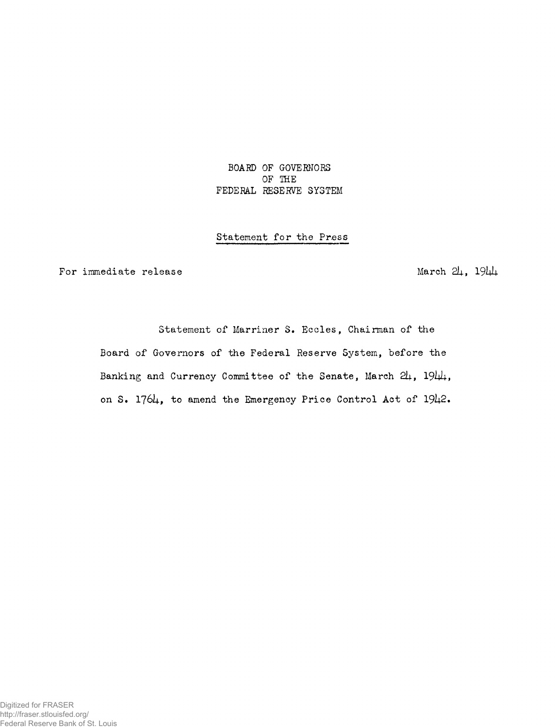BOARD OF GOVERNORS
OF THE
FEDERAL RESERVE SYSTEM

Statement for the Press

For immediate release

March 24, 1944

Statement of Marriner S. Eccles, Chairman of the Board of Governors of the Federal Reserve System, before the Banking and Currency Committee of the Senate, March 24, 1944, on S. 1764, to amend the Emergency Price Control Act of 1942.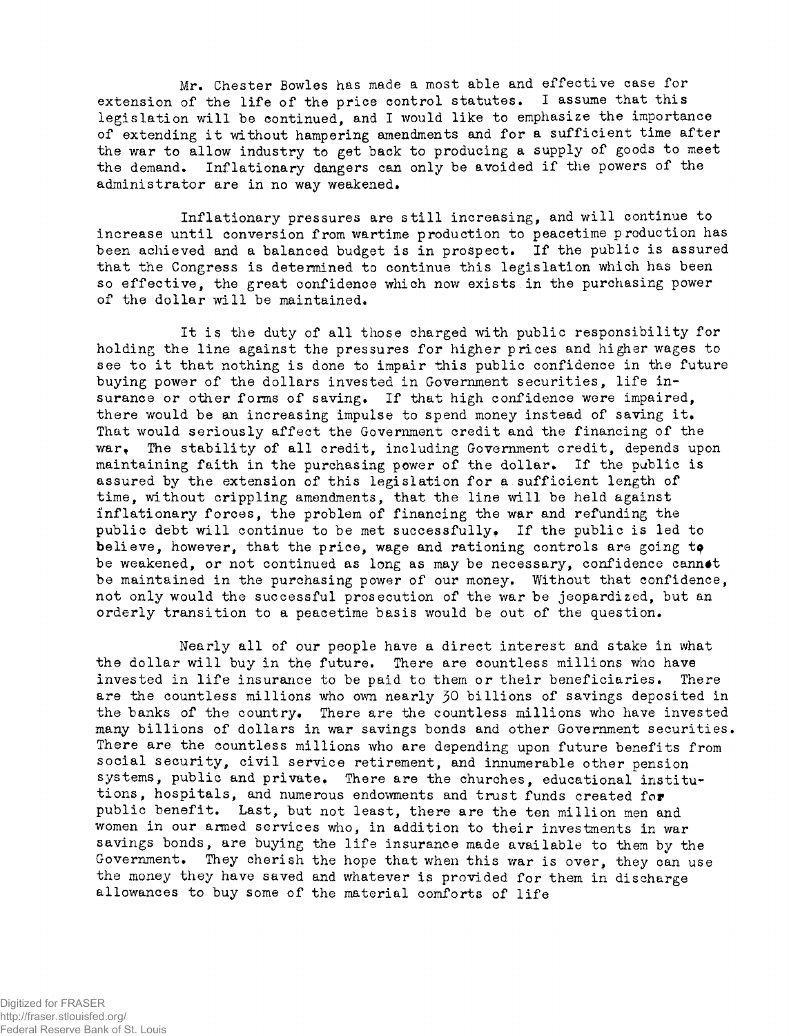Mr. Chester Bowles has made a most able and effective case for extension of the life of the price control statutes. I assume that this legislation will be continued, and I would like to emphasize the importance of extending it without hampering amendments and for a sufficient time after the war to allow industry to get back to producing a supply of goods to meet the demand. Inflationary dangers can only be avoided if the powers of the administrator are in no way weakened.

Inflationary pressures are still increasing, and will continue to increase until conversion from wartime production to peacetime production has been achieved and a balanced budget is in prospect. If the public is assured that the Congress is determined to continue this legislation which has been so effective, the great confidence which now exists in the purchasing power of the dollar will be maintained.

It is the duty of all those charged with public responsibility for holding the line against the pressures for higher prices and higher wages to see to it that nothing is done to impair this public confidence in the future buying power of the dollars invested in Government securities, life insurance or other forms of saving. If that high confidence were impaired, there would be an increasing impulse to spend money instead of saving it. That would seriously affect the Government credit and the financing of the war. The stability of all credit, including Government credit, depends upon maintaining faith in the purchasing power of the dollar. If the public is assured by the extension of this legislation for a sufficient length of time, without crippling amendments, that the line will be held against inflationary forces, the problem of financing the war and refunding the public debt will continue to be met successfully. If the public is led to believe, however, that the price, wage and rationing controls are going to be weakened, or not continued as long as may be necessary, confidence cannot be maintained in the purchasing power of our money. Without that confidence, not only would the successful prosecution of the war be jeopardized, but an orderly transition to a peacetime basis would be out of the question.

Nearly all of our people have a direct interest and stake in what the dollar will buy in the future. There are countless millions who have invested in life insurance to be paid to them or their beneficiaries. There are the countless millions who own nearly 30 billions of savings deposited in the banks of the country. There are the countless millions who have invested many billions of dollars in war savings bonds and other Government securities. There are the countless millions who are depending upon future benefits from social security, civil service retirement, and innumerable other pension systems, public and private. There are the churches, educational institutions, hospitals, and numerous endowments and trust funds created for public benefit. Last, but not least, there are the ten million men and women in our armed services who, in addition to their investments in war savings bonds, are buying the life insurance made available to them by the Government. They cherish the hope that when this war is over, they can use the money they have saved and whatever is provided for them in discharge allowances to buy some of the material comforts of life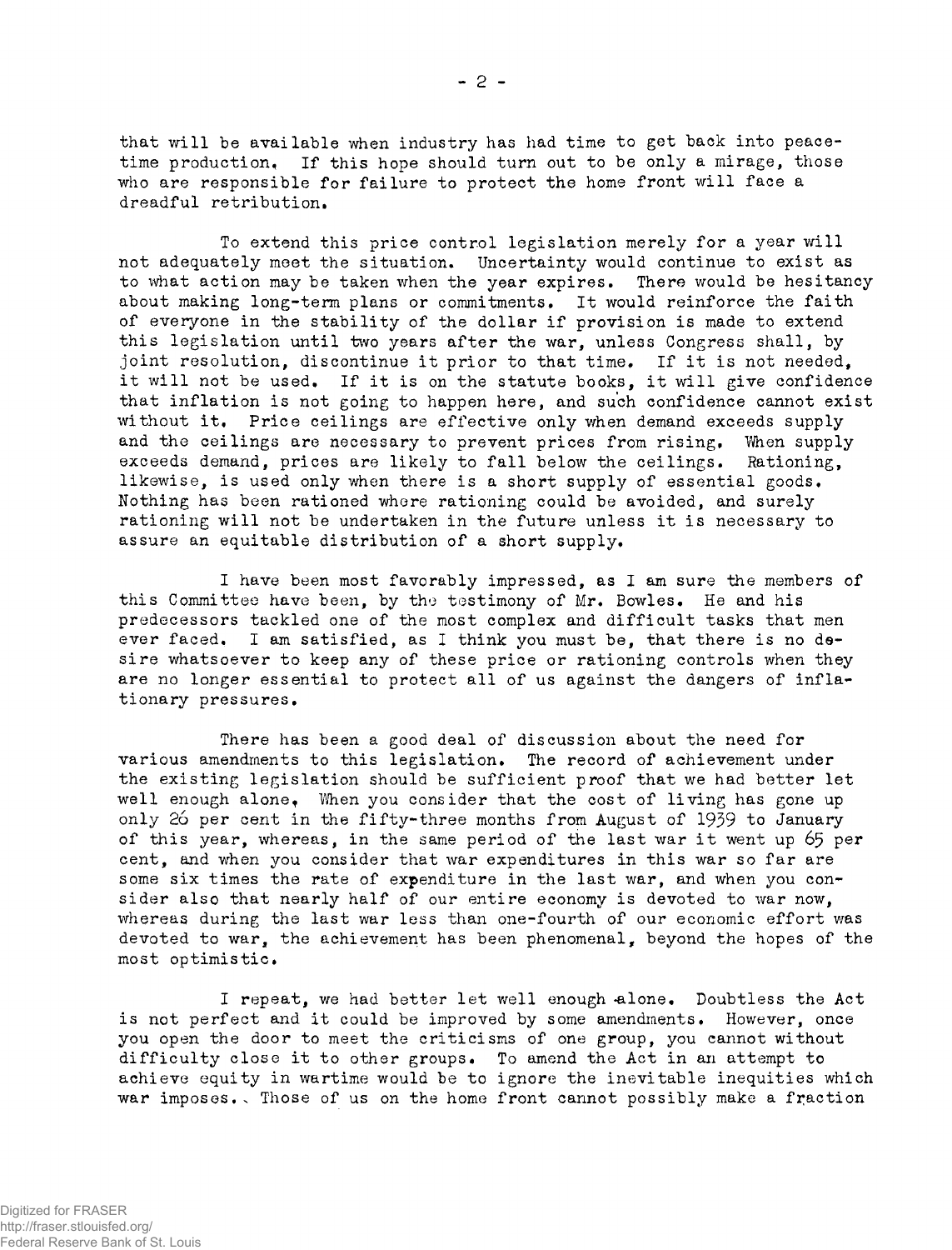that will be available when industry has had time to get back into peacetime production. If this hope should turn out to be only a mirage, those who are responsible for failure to protect the home front will face a dreadful retribution.

To extend this price control legislation merely for a year will not adequately meet the situation. Uncertainty would continue to exist as to what action may be taken when the year expires. There would be hesitancy about making long-term plans or commitments. It would reinforce the faith of everyone in the stability of the dollar if provision is made to extend this legislation until two years after the war, unless Congress shall, by joint resolution, discontinue it prior to that time. If it is not needed, it will not be used. If it is on the statute books, it will give confidence that inflation is not going to happen here, and such confidence cannot exist without it. Price ceilings are effective only when demand exceeds supply and the ceilings are necessary to prevent prices from rising. When supply exceeds demand, prices are likely to fall below the ceilings. Rationing, likewise, is used only when there is a short supply of essential goods. Nothing has been rationed where rationing could be avoided, and surely rationing will not be undertaken in the future unless it is necessary to assure an equitable distribution of a short supply.

I have been most favorably impressed, as I am sure the members of this Committee have been, by the testimony of Mr. Bowles. He and his predecessors tackled one of the most complex and difficult tasks that men ever faced. I am satisfied, as I think you must be, that there is no desire whatsoever to keep any of these price or rationing controls when they are no longer essential to protect all of us against the dangers of inflationary pressures.

There has been a good deal of discussion about the need for various amendments to this legislation. The record of achievement under the existing legislation should be sufficient proof that we had better let well enough alone. When you consider that the cost of living has gone up only 26 per cent in the fifty-three months from August of 1939 to January of this year, whereas, in the same period of the last war it went up 65 per cent, and when you consider that war expenditures in this war so far are some six times the rate of expenditure in the last war, and when you consider also that nearly half of our entire economy is devoted to war now, whereas during the last war less than one-fourth of our economic effort was devoted to war, the achievement has been phenomenal, beyond the hopes of the most optimistic.

I repeat, we had better let well enough alone. Doubtless the Act is not perfect and it could be improved by some amendments. However, once you open the door to meet the criticisms of one group, you cannot without difficulty close it to other groups. To amend the Act in an attempt to achieve equity in wartime would be to ignore the inevitable inequities which war imposes. Those of us on the home front cannot possibly make a fraction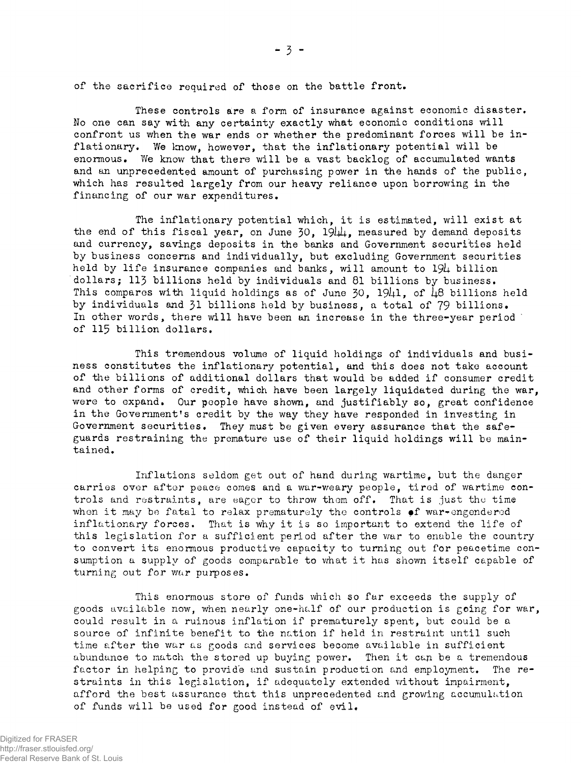of the sacrifice required of those on the battle front.

These controls are a form of insurance against economic disaster. No one can say with any certainty exactly what economic conditions will confront us when the war ends or whether the predominant forces will be inflationary. We know, however, that the inflationary potential will be enormous. We know that there will be a vast backlog of accumulated wants and an unprecedented amount of purchasing power in the hands of the public, which has resulted largely from our heavy reliance upon borrowing in the financing of our war expenditures.

The inflationary potential which, it is estimated, will exist at the end of this fiscal year, on June 30, 1944, measured by demand deposits and currency, savings deposits in the banks and Government securities held by business concerns and individually, but excluding Government securities held by life insurance companies and banks, will amount to 194 billion dollars; 113 billions held by individuals and 81 billions by business. This compares with liquid holdings as of June 30, 1941, of 48 billions held by individuals and 31 billions held by business, a total of 79 billions. In other words, there will have been an increase in the three-year period of 115 billion dollars.

This tremendous volume of liquid holdings of individuals and business constitutes the inflationary potential, and this does not take account of the billions of additional dollars that would be added if consumer credit and other forms of credit, which have been largely liquidated during the war, were to expand. Our people have shown, and justifiably so, great confidence in the Government's credit by the way they have responded in investing in Government securities. They must be given every assurance that the safeguards restraining the premature use of their liquid holdings will be maintained.

Inflations seldom get out of hand during wartime, but the danger carries over after peace comes and a war-weary people, tired of wartime controls and restraints, are eager to throw them off. That is just the time when it may be fatal to relax prematurely the controls of war-engendered inflationary forces. That is why it is so important to extend the life of this legislation for a sufficient period after the war to enable the country to convert its enormous productive capacity to turning out for peacetime consumption a supply of goods comparable to what it has shown itself capable of turning out for war purposes.

This enormous store of funds which so far exceeds the supply of goods available now, when nearly one-half of our production is going for war, could result in a ruinous inflation if prematurely spent, but could be a source of infinite benefit to the nation if held in restraint until such time after the war as goods and services become available in sufficient abundance to match the stored up buying power. Then it can be a tremendous factor in helping to provide and sustain production and employment. The restraints in this legislation, if adequately extended without impairment, afford the best assurance that this unprecedented and growing accumulation of funds will be used for good instead of evil.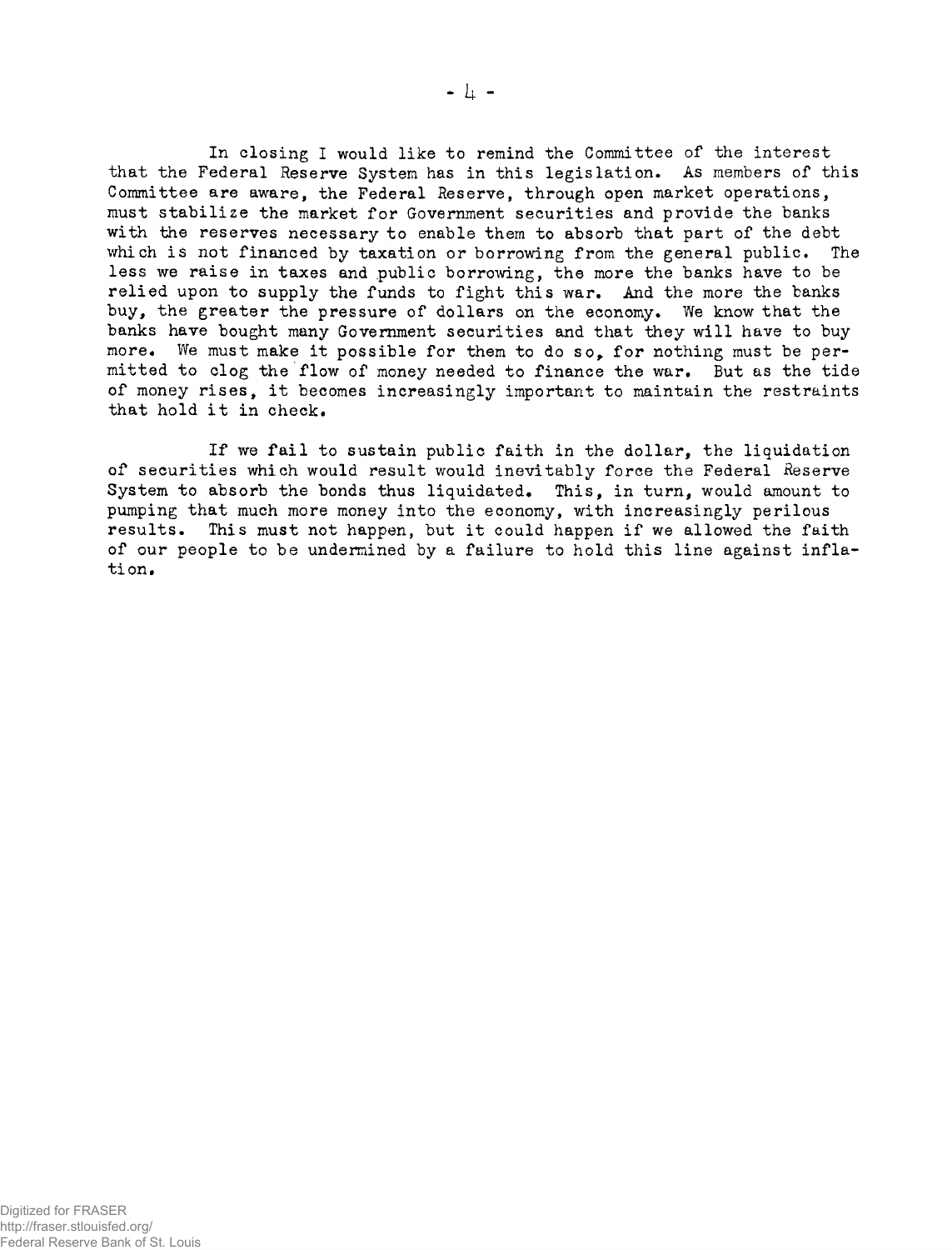In closing I would like to remind the Committee of the interest that the Federal Reserve System has in this legislation. As members of this Committee are aware, the Federal Reserve, through open market operations, must stabilize the market for Government securities and provide the banks with the reserves necessary to enable them to absorb that part of the debt which is not financed by taxation or borrowing from the general public. The less we raise in taxes and public borrowing, the more the banks have to be relied upon to supply the funds to fight this war. And the more the banks buy, the greater the pressure of dollars on the economy. We know that the banks have bought many Government securities and that they will have to buy more. We must make it possible for them to do so, for nothing must be permitted to clog the flow of money needed to finance the war. But as the tide of money rises, it becomes increasingly important to maintain the restraints that hold it in check.

If we fail to sustain public faith in the dollar, the liquidation of securities which would result would inevitably force the Federal Reserve System to absorb the bonds thus liquidated. This, in turn, would amount to pumping that much more money into the economy, with increasingly perilous results. This must not happen, but it could happen if we allowed the faith of our people to be undermined by a failure to hold this line against inflation.